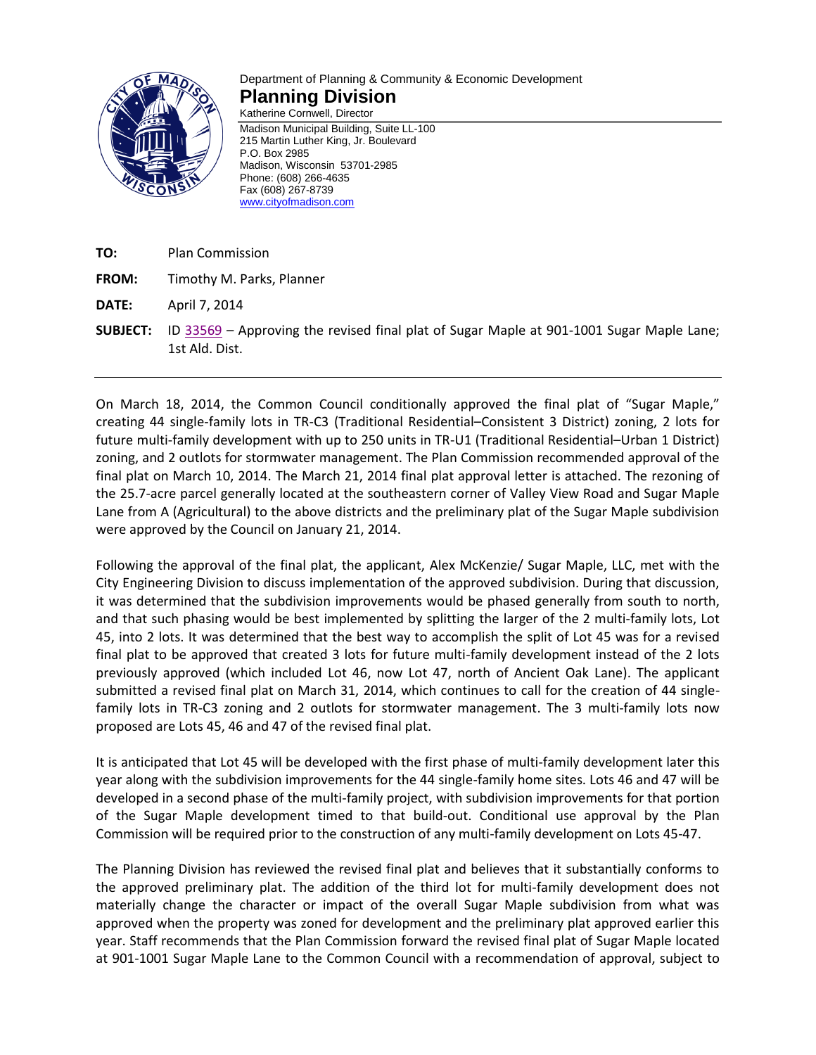Department of Planning & Community & Economic Development

# Planning Division

Katherine Cornwell, Director

Madison Municipal Building, Suite LL-100
215 Martin Luther King, Jr. Boulevard
P.O. Box 2985
Madison, Wisconsin 53701-2985
Phone: (608) 266-4635
Fax (608) 267-8739
www.cityofmadison.com

**TO:** Plan Commission

**FROM:** Timothy M. Parks, Planner

**DATE:** April 7, 2014

**SUBJECT:** ID 33569 – Approving the revised final plat of Sugar Maple at 901-1001 Sugar Maple Lane; 1st Ald. Dist.

---

On March 18, 2014, the Common Council conditionally approved the final plat of "Sugar Maple," creating 44 single-family lots in TR-C3 (Traditional Residential–Consistent 3 District) zoning, 2 lots for future multi-family development with up to 250 units in TR-U1 (Traditional Residential–Urban 1 District) zoning, and 2 outlots for stormwater management. The Plan Commission recommended approval of the final plat on March 10, 2014. The March 21, 2014 final plat approval letter is attached. The rezoning of the 25.7-acre parcel generally located at the southeastern corner of Valley View Road and Sugar Maple Lane from A (Agricultural) to the above districts and the preliminary plat of the Sugar Maple subdivision were approved by the Council on January 21, 2014.

Following the approval of the final plat, the applicant, Alex McKenzie/ Sugar Maple, LLC, met with the City Engineering Division to discuss implementation of the approved subdivision. During that discussion, it was determined that the subdivision improvements would be phased generally from south to north, and that such phasing would be best implemented by splitting the larger of the 2 multi-family lots, Lot 45, into 2 lots. It was determined that the best way to accomplish the split of Lot 45 was for a revised final plat to be approved that created 3 lots for future multi-family development instead of the 2 lots previously approved (which included Lot 46, now Lot 47, north of Ancient Oak Lane). The applicant submitted a revised final plat on March 31, 2014, which continues to call for the creation of 44 single-family lots in TR-C3 zoning and 2 outlots for stormwater management. The 3 multi-family lots now proposed are Lots 45, 46 and 47 of the revised final plat.

It is anticipated that Lot 45 will be developed with the first phase of multi-family development later this year along with the subdivision improvements for the 44 single-family home sites. Lots 46 and 47 will be developed in a second phase of the multi-family project, with subdivision improvements for that portion of the Sugar Maple development timed to that build-out. Conditional use approval by the Plan Commission will be required prior to the construction of any multi-family development on Lots 45-47.

The Planning Division has reviewed the revised final plat and believes that it substantially conforms to the approved preliminary plat. The addition of the third lot for multi-family development does not materially change the character or impact of the overall Sugar Maple subdivision from what was approved when the property was zoned for development and the preliminary plat approved earlier this year. Staff recommends that the Plan Commission forward the revised final plat of Sugar Maple located at 901-1001 Sugar Maple Lane to the Common Council with a recommendation of approval, subject to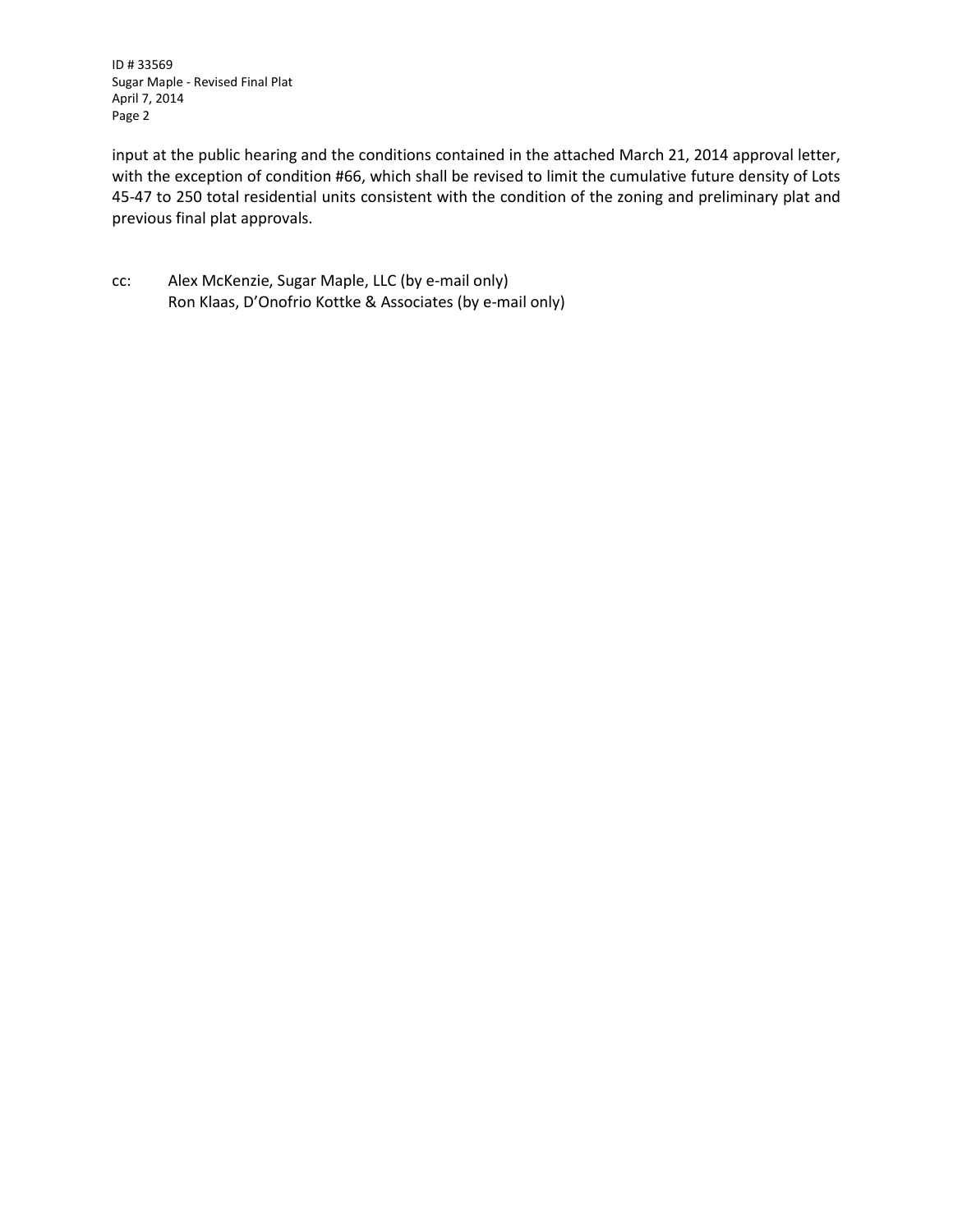input at the public hearing and the conditions contained in the attached March 21, 2014 approval letter, with the exception of condition #66, which shall be revised to limit the cumulative future density of Lots 45-47 to 250 total residential units consistent with the condition of the zoning and preliminary plat and previous final plat approvals.

cc: Alex McKenzie, Sugar Maple, LLC (by e-mail only)
Ron Klaas, D'Onofrio Kottke & Associates (by e-mail only)